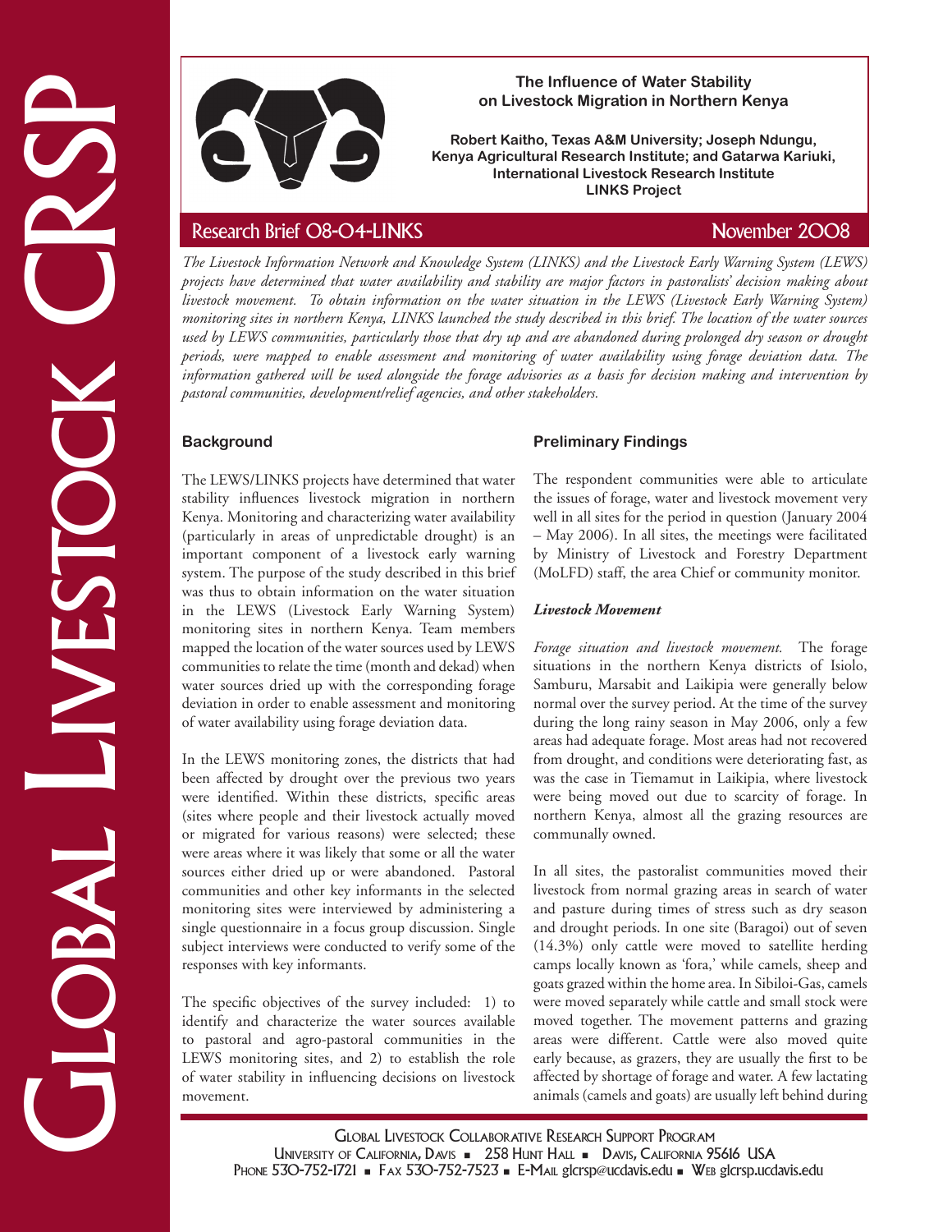# The Influence of Water Stability on Livestock Migration in Northern Kenya

**Robert Kaitho, Texas A&M University; Joseph Ndungu, Kenya Agricultural Research Institute; and Gatarwa Kariuki, International Livestock Research Institute**
**LINKS Project**

Research Brief 08-04-LINKS

November 2008

*The Livestock Information Network and Knowledge System (LINKS) and the Livestock Early Warning System (LEWS) projects have determined that water availability and stability are major factors in pastoralists' decision making about livestock movement. To obtain information on the water situation in the LEWS (Livestock Early Warning System) monitoring sites in northern Kenya, LINKS launched the study described in this brief. The location of the water sources used by LEWS communities, particularly those that dry up and are abandoned during prolonged dry season or drought periods, were mapped to enable assessment and monitoring of water availability using forage deviation data. The information gathered will be used alongside the forage advisories as a basis for decision making and intervention by pastoral communities, development/relief agencies, and other stakeholders.*

## Background

The LEWS/LINKS projects have determined that water stability influences livestock migration in northern Kenya. Monitoring and characterizing water availability (particularly in areas of unpredictable drought) is an important component of a livestock early warning system. The purpose of the study described in this brief was thus to obtain information on the water situation in the LEWS (Livestock Early Warning System) monitoring sites in northern Kenya. Team members mapped the location of the water sources used by LEWS communities to relate the time (month and dekad) when water sources dried up with the corresponding forage deviation in order to enable assessment and monitoring of water availability using forage deviation data.

In the LEWS monitoring zones, the districts that had been affected by drought over the previous two years were identified. Within these districts, specific areas (sites where people and their livestock actually moved or migrated for various reasons) were selected; these were areas where it was likely that some or all the water sources either dried up or were abandoned. Pastoral communities and other key informants in the selected monitoring sites were interviewed by administering a single questionnaire in a focus group discussion. Single subject interviews were conducted to verify some of the responses with key informants.

The specific objectives of the survey included: 1) to identify and characterize the water sources available to pastoral and agro-pastoral communities in the LEWS monitoring sites, and 2) to establish the role of water stability in influencing decisions on livestock movement.

## Preliminary Findings

The respondent communities were able to articulate the issues of forage, water and livestock movement very well in all sites for the period in question (January 2004 – May 2006). In all sites, the meetings were facilitated by Ministry of Livestock and Forestry Department (MoLFD) staff, the area Chief or community monitor.

### *Livestock Movement*

*Forage situation and livestock movement.* The forage situations in the northern Kenya districts of Isiolo, Samburu, Marsabit and Laikipia were generally below normal over the survey period. At the time of the survey during the long rainy season in May 2006, only a few areas had adequate forage. Most areas had not recovered from drought, and conditions were deteriorating fast, as was the case in Tiemamut in Laikipia, where livestock were being moved out due to scarcity of forage. In northern Kenya, almost all the grazing resources are communally owned.

In all sites, the pastoralist communities moved their livestock from normal grazing areas in search of water and pasture during times of stress such as dry season and drought periods. In one site (Baragoi) out of seven (14.3%) only cattle were moved to satellite herding camps locally known as 'fora,' while camels, sheep and goats grazed within the home area. In Sibiloi-Gas, camels were moved separately while cattle and small stock were moved together. The movement patterns and grazing areas were different. Cattle were also moved quite early because, as grazers, they are usually the first to be affected by shortage of forage and water. A few lactating animals (camels and goats) are usually left behind during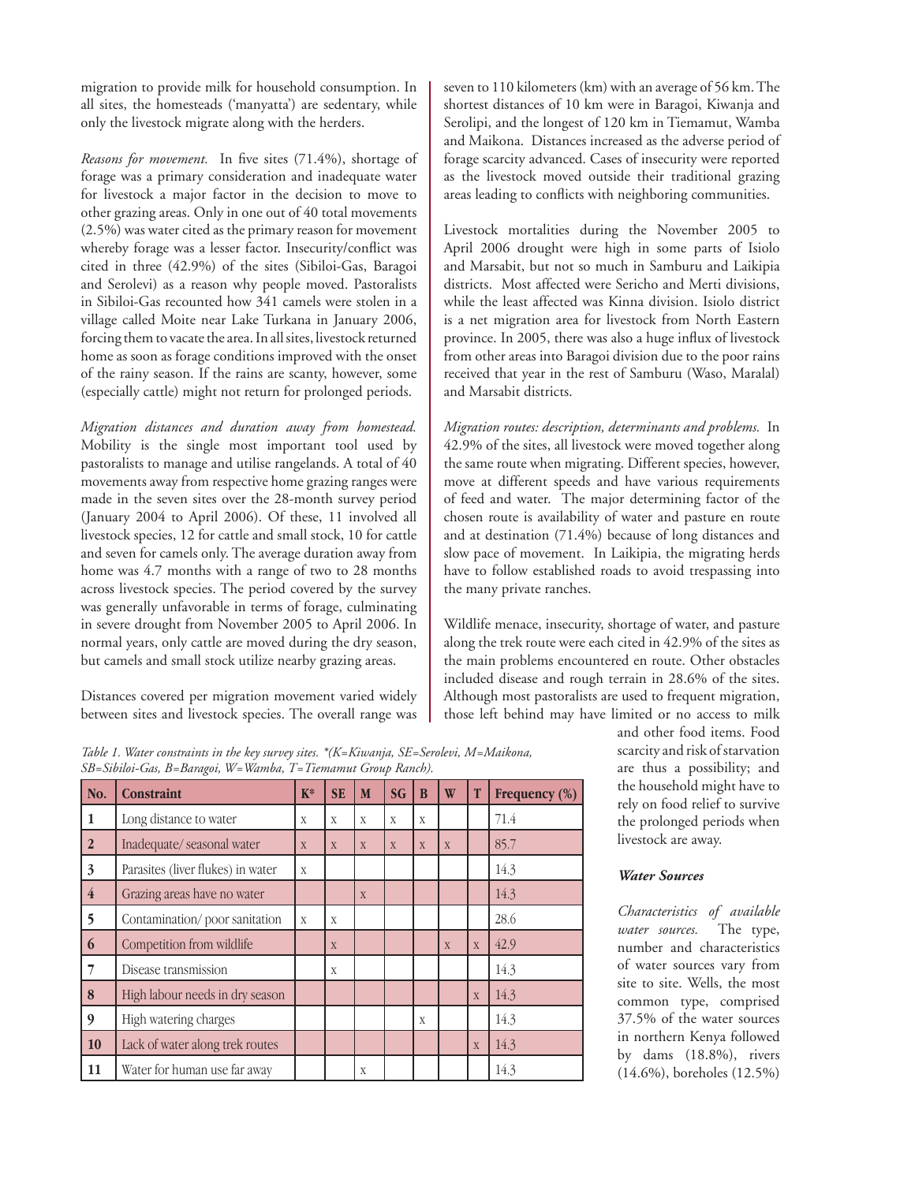migration to provide milk for household consumption. In all sites, the homesteads ('manyatta') are sedentary, while only the livestock migrate along with the herders.

*Reasons for movement.* In five sites (71.4%), shortage of forage was a primary consideration and inadequate water for livestock a major factor in the decision to move to other grazing areas. Only in one out of 40 total movements (2.5%) was water cited as the primary reason for movement whereby forage was a lesser factor. Insecurity/conflict was cited in three (42.9%) of the sites (Sibiloi-Gas, Baragoi and Serolevi) as a reason why people moved. Pastoralists in Sibiloi-Gas recounted how 341 camels were stolen in a village called Moite near Lake Turkana in January 2006, forcing them to vacate the area. In all sites, livestock returned home as soon as forage conditions improved with the onset of the rainy season. If the rains are scanty, however, some (especially cattle) might not return for prolonged periods.

*Migration distances and duration away from homestead.* Mobility is the single most important tool used by pastoralists to manage and utilise rangelands. A total of 40 movements away from respective home grazing ranges were made in the seven sites over the 28-month survey period (January 2004 to April 2006). Of these, 11 involved all livestock species, 12 for cattle and small stock, 10 for cattle and seven for camels only. The average duration away from home was 4.7 months with a range of two to 28 months across livestock species. The period covered by the survey was generally unfavorable in terms of forage, culminating in severe drought from November 2005 to April 2006. In normal years, only cattle are moved during the dry season, but camels and small stock utilize nearby grazing areas.

Distances covered per migration movement varied widely between sites and livestock species. The overall range was seven to 110 kilometers (km) with an average of 56 km. The shortest distances of 10 km were in Baragoi, Kiwanja and Serolipi, and the longest of 120 km in Tiemamut, Wamba and Maikona. Distances increased as the adverse period of forage scarcity advanced. Cases of insecurity were reported as the livestock moved outside their traditional grazing areas leading to conflicts with neighboring communities.

Livestock mortalities during the November 2005 to April 2006 drought were high in some parts of Isiolo and Marsabit, but not so much in Samburu and Laikipia districts. Most affected were Sericho and Merti divisions, while the least affected was Kinna division. Isiolo district is a net migration area for livestock from North Eastern province. In 2005, there was also a huge influx of livestock from other areas into Baragoi division due to the poor rains received that year in the rest of Samburu (Waso, Maralal) and Marsabit districts.

*Migration routes: description, determinants and problems.* In 42.9% of the sites, all livestock were moved together along the same route when migrating. Different species, however, move at different speeds and have various requirements of feed and water. The major determining factor of the chosen route is availability of water and pasture en route and at destination (71.4%) because of long distances and slow pace of movement. In Laikipia, the migrating herds have to follow established roads to avoid trespassing into the many private ranches.

Wildlife menace, insecurity, shortage of water, and pasture along the trek route were each cited in 42.9% of the sites as the main problems encountered en route. Other obstacles included disease and rough terrain in 28.6% of the sites. Although most pastoralists are used to frequent migration, those left behind may have limited or no access to milk and other food items. Food scarcity and risk of starvation are thus a possibility; and the household might have to rely on food relief to survive the prolonged periods when livestock are away.

*Table 1. Water constraints in the key survey sites. \*(K=Kiwanja, SE=Serolevi, M=Maikona, SB=Sibiloi-Gas, B=Baragoi, W=Wamba, T=Tiemamut Group Ranch).*

| No. | Constraint | K* | SE | M | SG | B | W | T | Frequency (%) |
|---|---|---|---|---|---|---|---|---|---|
| 1 | Long distance to water | x | x | x | x | x | | | 71.4 |
| 2 | Inadequate/ seasonal water | x | x | x | x | x | x | | 85.7 |
| 3 | Parasites (liver flukes) in water | x | | | | | | | 14.3 |
| 4 | Grazing areas have no water | | | x | | | | | 14.3 |
| 5 | Contamination/ poor sanitation | x | x | | | | | | 28.6 |
| 6 | Competition from wildlife | | x | | | | x | x | 42.9 |
| 7 | Disease transmission | | x | | | | | | 14.3 |
| 8 | High labour needs in dry season | | | | | | | x | 14.3 |
| 9 | High watering charges | | | | | x | | | 14.3 |
| 10 | Lack of water along trek routes | | | | | | | x | 14.3 |
| 11 | Water for human use far away | | | x | | | | | 14.3 |

### *Water Sources*

*Characteristics of available water sources.* The type, number and characteristics of water sources vary from site to site. Wells, the most common type, comprised 37.5% of the water sources in northern Kenya followed by dams (18.8%), rivers (14.6%), boreholes (12.5%)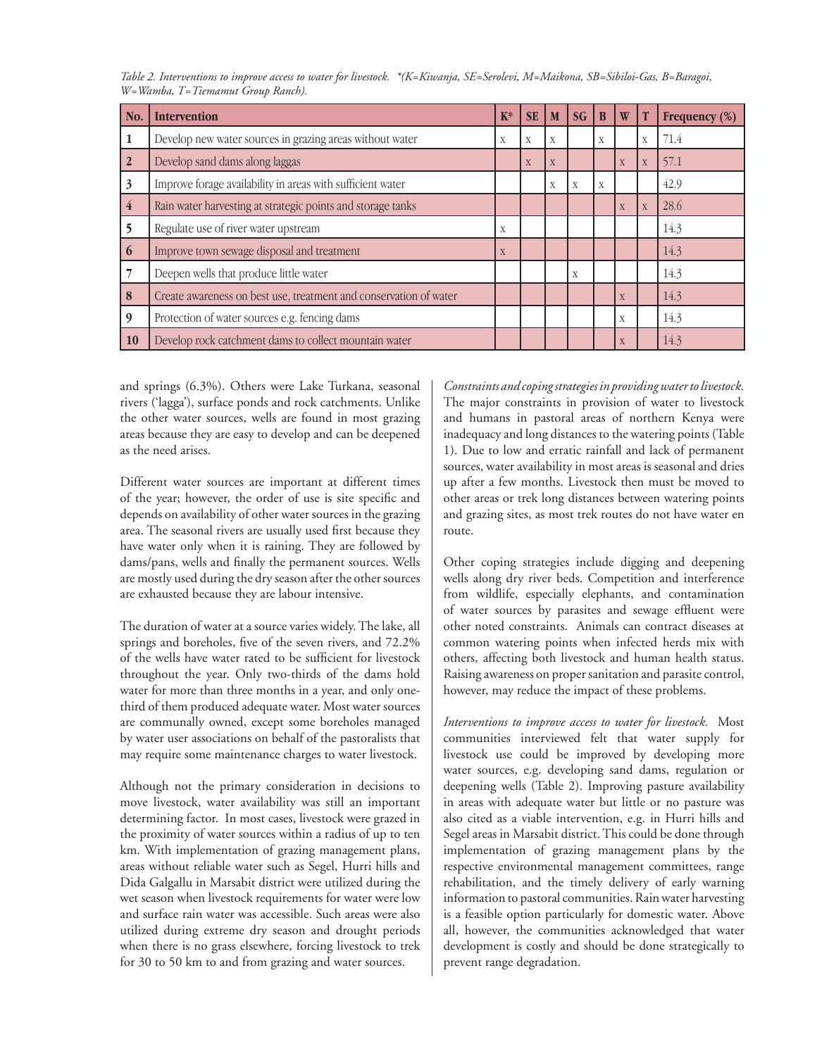*Table 2. Interventions to improve access to water for livestock. *(K=Kiwanja, SE=Serolevi, M=Maikona, SB=Sibiloi-Gas, B=Baragoi, W=Wamba, T=Tiemamut Group Ranch).*

| No. | Intervention | K* | SE | M | SG | B | W | T | Frequency (%) |
|---|---|---|---|---|---|---|---|---|---|
| 1 | Develop new water sources in grazing areas without water | x | x | x | | x | | x | 71.4 |
| 2 | Develop sand dams along laggas | | x | x | | | x | x | 57.1 |
| 3 | Improve forage availability in areas with sufficient water | | | x | x | x | | | 42.9 |
| 4 | Rain water harvesting at strategic points and storage tanks | | | | | | x | x | 28.6 |
| 5 | Regulate use of river water upstream | x | | | | | | | 14.3 |
| 6 | Improve town sewage disposal and treatment | x | | | | | | | 14.3 |
| 7 | Deepen wells that produce little water | | | | x | | | | 14.3 |
| 8 | Create awareness on best use, treatment and conservation of water | | | | | | x | | 14.3 |
| 9 | Protection of water sources e.g. fencing dams | | | | | | x | | 14.3 |
| 10 | Develop rock catchment dams to collect mountain water | | | | | | x | | 14.3 |

and springs (6.3%). Others were Lake Turkana, seasonal rivers ('lagga'), surface ponds and rock catchments. Unlike the other water sources, wells are found in most grazing areas because they are easy to develop and can be deepened as the need arises.

Different water sources are important at different times of the year; however, the order of use is site specific and depends on availability of other water sources in the grazing area. The seasonal rivers are usually used first because they have water only when it is raining. They are followed by dams/pans, wells and finally the permanent sources. Wells are mostly used during the dry season after the other sources are exhausted because they are labour intensive.

The duration of water at a source varies widely. The lake, all springs and boreholes, five of the seven rivers, and 72.2% of the wells have water rated to be sufficient for livestock throughout the year. Only two-thirds of the dams hold water for more than three months in a year, and only one-third of them produced adequate water. Most water sources are communally owned, except some boreholes managed by water user associations on behalf of the pastoralists that may require some maintenance charges to water livestock.

Although not the primary consideration in decisions to move livestock, water availability was still an important determining factor. In most cases, livestock were grazed in the proximity of water sources within a radius of up to ten km. With implementation of grazing management plans, areas without reliable water such as Segel, Hurri hills and Dida Galgallu in Marsabit district were utilized during the wet season when livestock requirements for water were low and surface rain water was accessible. Such areas were also utilized during extreme dry season and drought periods when there is no grass elsewhere, forcing livestock to trek for 30 to 50 km to and from grazing and water sources.

*Constraints and coping strategies in providing water to livestock.* The major constraints in provision of water to livestock and humans in pastoral areas of northern Kenya were inadequacy and long distances to the watering points (Table 1). Due to low and erratic rainfall and lack of permanent sources, water availability in most areas is seasonal and dries up after a few months. Livestock then must be moved to other areas or trek long distances between watering points and grazing sites, as most trek routes do not have water en route.

Other coping strategies include digging and deepening wells along dry river beds. Competition and interference from wildlife, especially elephants, and contamination of water sources by parasites and sewage effluent were other noted constraints. Animals can contract diseases at common watering points when infected herds mix with others, affecting both livestock and human health status. Raising awareness on proper sanitation and parasite control, however, may reduce the impact of these problems.

*Interventions to improve access to water for livestock.* Most communities interviewed felt that water supply for livestock use could be improved by developing more water sources, e.g. developing sand dams, regulation or deepening wells (Table 2). Improving pasture availability in areas with adequate water but little or no pasture was also cited as a viable intervention, e.g. in Hurri hills and Segel areas in Marsabit district. This could be done through implementation of grazing management plans by the respective environmental management committees, range rehabilitation, and the timely delivery of early warning information to pastoral communities. Rain water harvesting is a feasible option particularly for domestic water. Above all, however, the communities acknowledged that water development is costly and should be done strategically to prevent range degradation.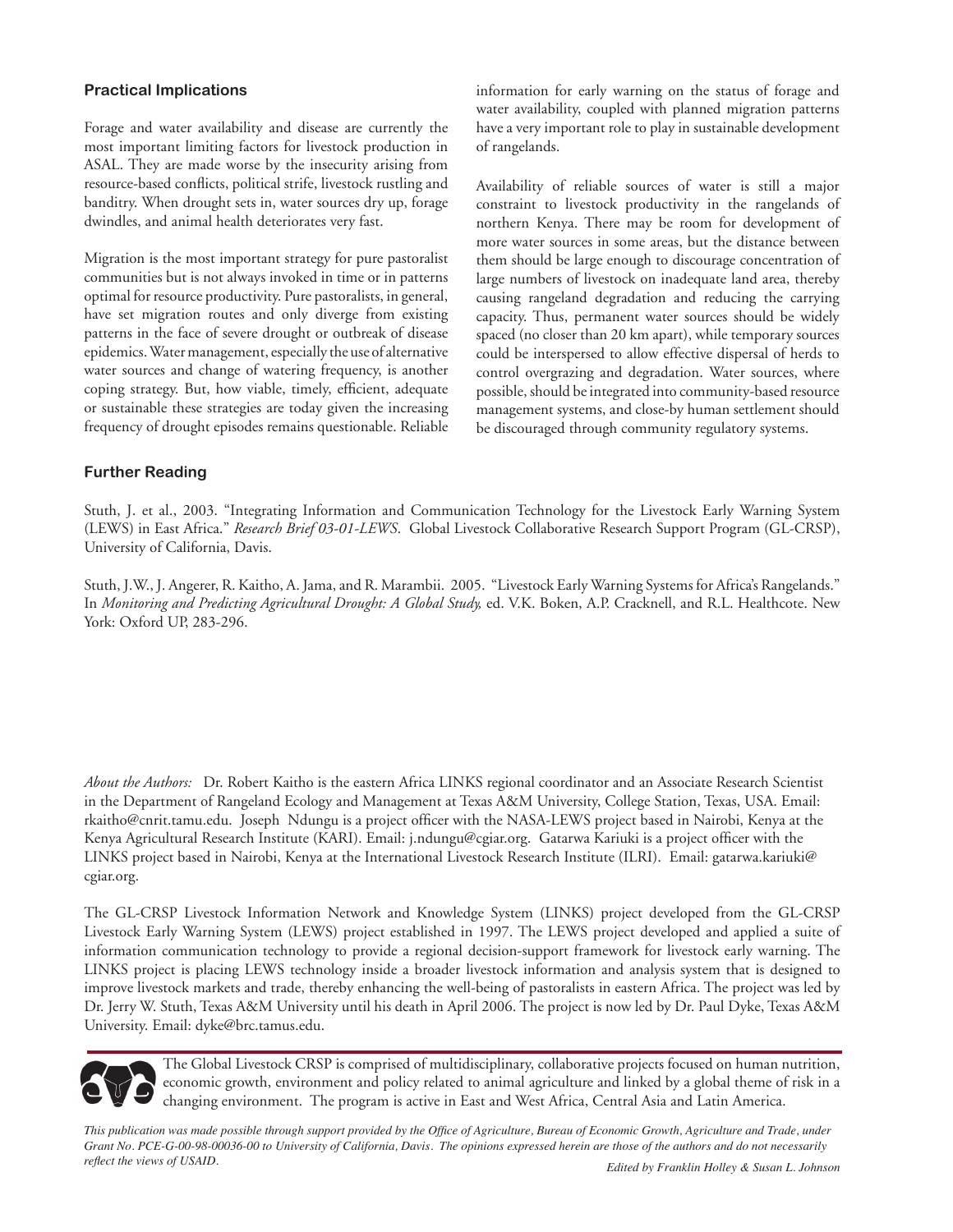### Practical Implications

Forage and water availability and disease are currently the most important limiting factors for livestock production in ASAL. They are made worse by the insecurity arising from resource-based conflicts, political strife, livestock rustling and banditry. When drought sets in, water sources dry up, forage dwindles, and animal health deteriorates very fast.

Migration is the most important strategy for pure pastoralist communities but is not always invoked in time or in patterns optimal for resource productivity. Pure pastoralists, in general, have set migration routes and only diverge from existing patterns in the face of severe drought or outbreak of disease epidemics. Water management, especially the use of alternative water sources and change of watering frequency, is another coping strategy. But, how viable, timely, efficient, adequate or sustainable these strategies are today given the increasing frequency of drought episodes remains questionable. Reliable information for early warning on the status of forage and water availability, coupled with planned migration patterns have a very important role to play in sustainable development of rangelands.

Availability of reliable sources of water is still a major constraint to livestock productivity in the rangelands of northern Kenya. There may be room for development of more water sources in some areas, but the distance between them should be large enough to discourage concentration of large numbers of livestock on inadequate land area, thereby causing rangeland degradation and reducing the carrying capacity. Thus, permanent water sources should be widely spaced (no closer than 20 km apart), while temporary sources could be interspersed to allow effective dispersal of herds to control overgrazing and degradation. Water sources, where possible, should be integrated into community-based resource management systems, and close-by human settlement should be discouraged through community regulatory systems.

### Further Reading

Stuth, J. et al., 2003. "Integrating Information and Communication Technology for the Livestock Early Warning System (LEWS) in East Africa." *Research Brief 03-01-LEWS*. Global Livestock Collaborative Research Support Program (GL-CRSP), University of California, Davis.

Stuth, J.W., J. Angerer, R. Kaitho, A. Jama, and R. Marambii. 2005. "Livestock Early Warning Systems for Africa's Rangelands." In *Monitoring and Predicting Agricultural Drought: A Global Study,* ed. V.K. Boken, A.P. Cracknell, and R.L. Healthcote. New York: Oxford UP, 283-296.

*About the Authors:* Dr. Robert Kaitho is the eastern Africa LINKS regional coordinator and an Associate Research Scientist in the Department of Rangeland Ecology and Management at Texas A&M University, College Station, Texas, USA. Email: rkaitho@cnrit.tamu.edu. Joseph Ndungu is a project officer with the NASA-LEWS project based in Nairobi, Kenya at the Kenya Agricultural Research Institute (KARI). Email: j.ndungu@cgiar.org. Gatarwa Kariuki is a project officer with the LINKS project based in Nairobi, Kenya at the International Livestock Research Institute (ILRI). Email: gatarwa.kariuki@cgiar.org.

The GL-CRSP Livestock Information Network and Knowledge System (LINKS) project developed from the GL-CRSP Livestock Early Warning System (LEWS) project established in 1997. The LEWS project developed and applied a suite of information communication technology to provide a regional decision-support framework for livestock early warning. The LINKS project is placing LEWS technology inside a broader livestock information and analysis system that is designed to improve livestock markets and trade, thereby enhancing the well-being of pastoralists in eastern Africa. The project was led by Dr. Jerry W. Stuth, Texas A&M University until his death in April 2006. The project is now led by Dr. Paul Dyke, Texas A&M University. Email: dyke@brc.tamus.edu.

The Global Livestock CRSP is comprised of multidisciplinary, collaborative projects focused on human nutrition, economic growth, environment and policy related to animal agriculture and linked by a global theme of risk in a changing environment. The program is active in East and West Africa, Central Asia and Latin America.

*This publication was made possible through support provided by the Office of Agriculture, Bureau of Economic Growth, Agriculture and Trade, under Grant No. PCE-G-00-98-00036-00 to University of California, Davis. The opinions expressed herein are those of the authors and do not necessarily reflect the views of USAID.*

*Edited by Franklin Holley & Susan L. Johnson*